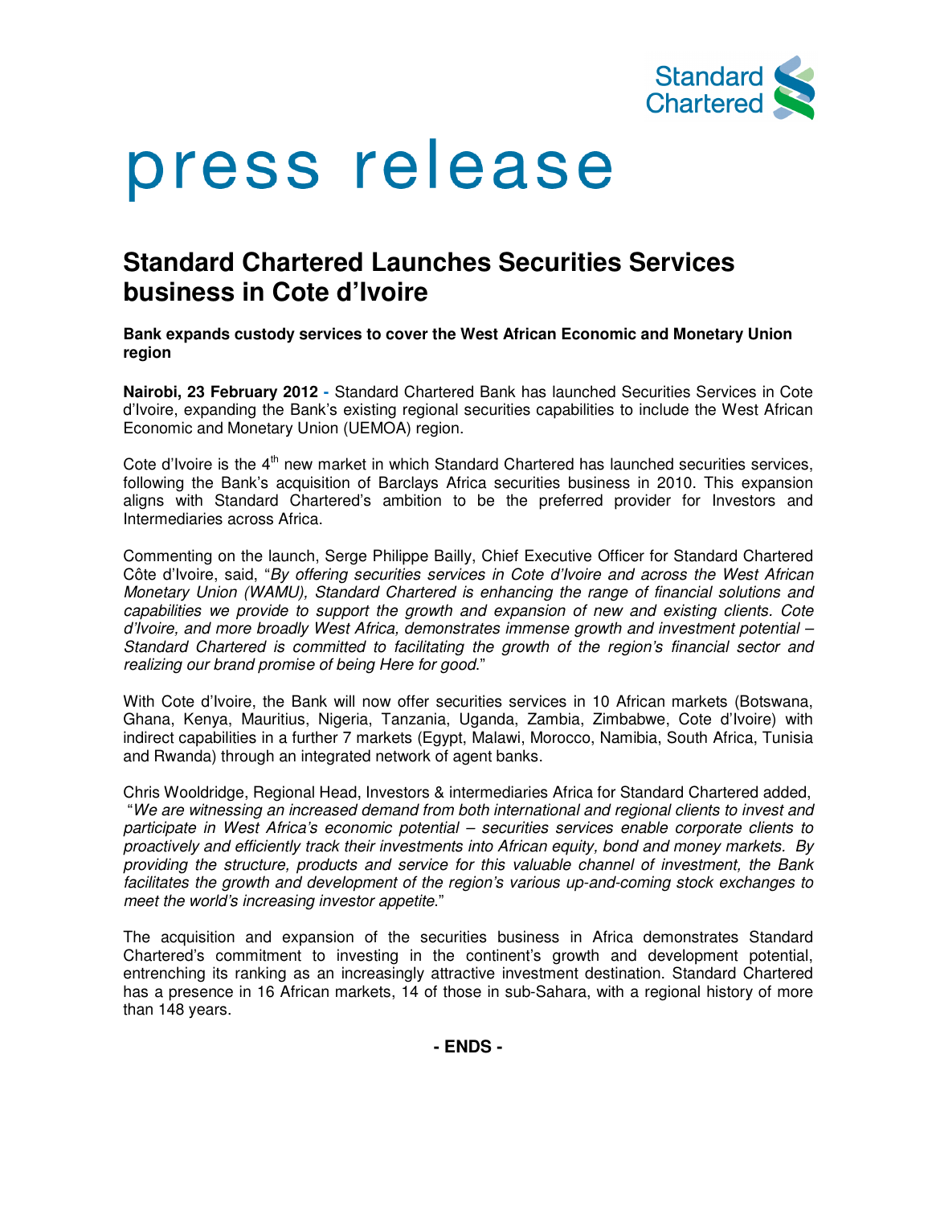Standard Chartered

# press release

## Standard Chartered Launches Securities Services business in Cote d'Ivoire

**Bank expands custody services to cover the West African Economic and Monetary Union region**

**Nairobi, 23 February 2012 -** Standard Chartered Bank has launched Securities Services in Cote d'Ivoire, expanding the Bank's existing regional securities capabilities to include the West African Economic and Monetary Union (UEMOA) region.

Cote d'Ivoire is the 4th new market in which Standard Chartered has launched securities services, following the Bank's acquisition of Barclays Africa securities business in 2010. This expansion aligns with Standard Chartered's ambition to be the preferred provider for Investors and Intermediaries across Africa.

Commenting on the launch, Serge Philippe Bailly, Chief Executive Officer for Standard Chartered Côte d'Ivoire, said, "*By offering securities services in Cote d'Ivoire and across the West African Monetary Union (WAMU), Standard Chartered is enhancing the range of financial solutions and capabilities we provide to support the growth and expansion of new and existing clients. Cote d'Ivoire, and more broadly West Africa, demonstrates immense growth and investment potential – Standard Chartered is committed to facilitating the growth of the region's financial sector and realizing our brand promise of being Here for good*."

With Cote d'Ivoire, the Bank will now offer securities services in 10 African markets (Botswana, Ghana, Kenya, Mauritius, Nigeria, Tanzania, Uganda, Zambia, Zimbabwe, Cote d'Ivoire) with indirect capabilities in a further 7 markets (Egypt, Malawi, Morocco, Namibia, South Africa, Tunisia and Rwanda) through an integrated network of agent banks.

Chris Wooldridge, Regional Head, Investors & intermediaries Africa for Standard Chartered added, "*We are witnessing an increased demand from both international and regional clients to invest and participate in West Africa's economic potential – securities services enable corporate clients to proactively and efficiently track their investments into African equity, bond and money markets. By providing the structure, products and service for this valuable channel of investment, the Bank facilitates the growth and development of the region's various up-and-coming stock exchanges to meet the world's increasing investor appetite*."

The acquisition and expansion of the securities business in Africa demonstrates Standard Chartered's commitment to investing in the continent's growth and development potential, entrenching its ranking as an increasingly attractive investment destination. Standard Chartered has a presence in 16 African markets, 14 of those in sub-Sahara, with a regional history of more than 148 years.

**- ENDS -**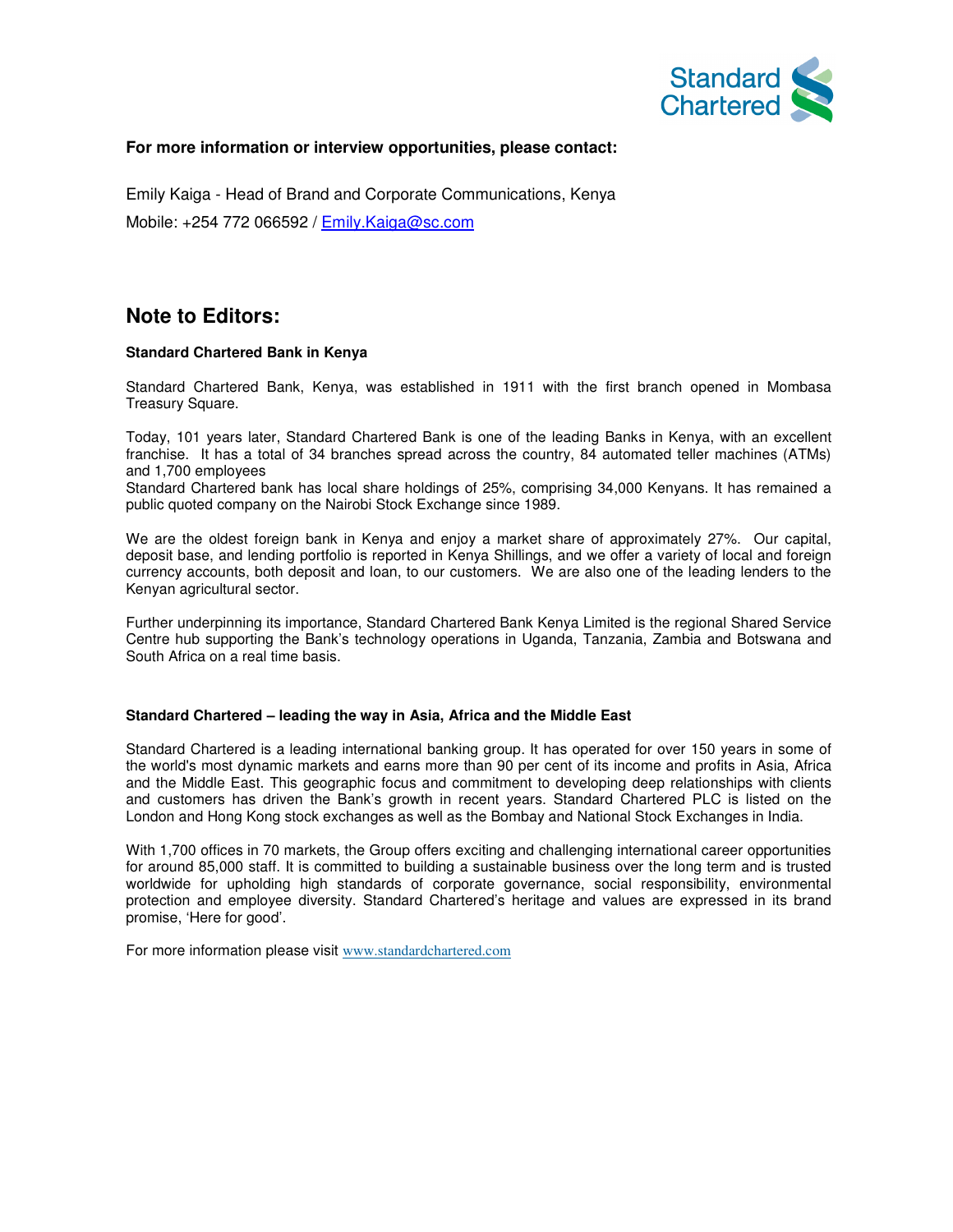**For more information or interview opportunities, please contact:**

Emily Kaiga - Head of Brand and Corporate Communications, Kenya

Mobile: +254 772 066592 / Emily.Kaiga@sc.com

## Note to Editors:

**Standard Chartered Bank in Kenya**

Standard Chartered Bank, Kenya, was established in 1911 with the first branch opened in Mombasa Treasury Square.

Today, 101 years later, Standard Chartered Bank is one of the leading Banks in Kenya, with an excellent franchise. It has a total of 34 branches spread across the country, 84 automated teller machines (ATMs) and 1,700 employees

Standard Chartered bank has local share holdings of 25%, comprising 34,000 Kenyans. It has remained a public quoted company on the Nairobi Stock Exchange since 1989.

We are the oldest foreign bank in Kenya and enjoy a market share of approximately 27%. Our capital, deposit base, and lending portfolio is reported in Kenya Shillings, and we offer a variety of local and foreign currency accounts, both deposit and loan, to our customers. We are also one of the leading lenders to the Kenyan agricultural sector.

Further underpinning its importance, Standard Chartered Bank Kenya Limited is the regional Shared Service Centre hub supporting the Bank's technology operations in Uganda, Tanzania, Zambia and Botswana and South Africa on a real time basis.

**Standard Chartered – leading the way in Asia, Africa and the Middle East**

Standard Chartered is a leading international banking group. It has operated for over 150 years in some of the world's most dynamic markets and earns more than 90 per cent of its income and profits in Asia, Africa and the Middle East. This geographic focus and commitment to developing deep relationships with clients and customers has driven the Bank's growth in recent years. Standard Chartered PLC is listed on the London and Hong Kong stock exchanges as well as the Bombay and National Stock Exchanges in India.

With 1,700 offices in 70 markets, the Group offers exciting and challenging international career opportunities for around 85,000 staff. It is committed to building a sustainable business over the long term and is trusted worldwide for upholding high standards of corporate governance, social responsibility, environmental protection and employee diversity. Standard Chartered's heritage and values are expressed in its brand promise, 'Here for good'.

For more information please visit www.standardchartered.com